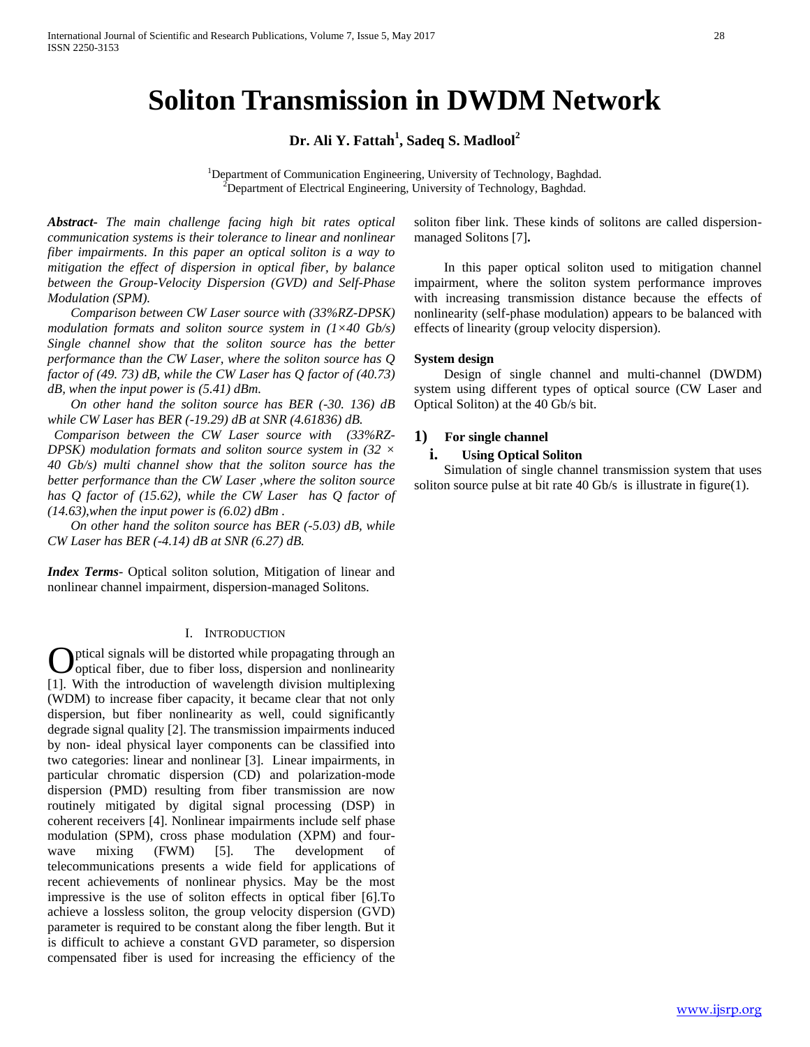# Soliton Transmission in DWDM Network

**Dr. Ali Y. Fattah[1], Sadeq S. Madlool[2]**

[1]Department of Communication Engineering, University of Technology, Baghdad.
[2]Department of Electrical Engineering, University of Technology, Baghdad.

***Abstract***- *The main challenge facing high bit rates optical communication systems is their tolerance to linear and nonlinear fiber impairments. In this paper an optical soliton is a way to mitigation the effect of dispersion in optical fiber, by balance between the Group-Velocity Dispersion (GVD) and Self-Phase Modulation (SPM).*

*Comparison between CW Laser source with (33%RZ-DPSK) modulation formats and soliton source system in (1×40 Gb/s) Single channel show that the soliton source has the better performance than the CW Laser, where the soliton source has Q factor of (49. 73) dB, while the CW Laser has Q factor of (40.73) dB, when the input power is (5.41) dBm.*

*On other hand the soliton source has BER (-30. 136) dB while CW Laser has BER (-19.29) dB at SNR (4.61836) dB.*

*Comparison between the CW Laser source with (33%RZ-DPSK) modulation formats and soliton source system in (32 × 40 Gb/s) multi channel show that the soliton source has the better performance than the CW Laser ,where the soliton source has Q factor of (15.62), while the CW Laser has Q factor of (14.63),when the input power is (6.02) dBm .*

*On other hand the soliton source has BER (-5.03) dB, while CW Laser has BER (-4.14) dB at SNR (6.27) dB.*

***Index Terms***- Optical soliton solution, Mitigation of linear and nonlinear channel impairment, dispersion-managed Solitons.

## I. Introduction

Optical signals will be distorted while propagating through an optical fiber, due to fiber loss, dispersion and nonlinearity [1]. With the introduction of wavelength division multiplexing (WDM) to increase fiber capacity, it became clear that not only dispersion, but fiber nonlinearity as well, could significantly degrade signal quality [2]. The transmission impairments induced by non- ideal physical layer components can be classified into two categories: linear and nonlinear [3]. Linear impairments, in particular chromatic dispersion (CD) and polarization-mode dispersion (PMD) resulting from fiber transmission are now routinely mitigated by digital signal processing (DSP) in coherent receivers [4]. Nonlinear impairments include self phase modulation (SPM), cross phase modulation (XPM) and four-wave mixing (FWM) [5]. The development of telecommunications presents a wide field for applications of recent achievements of nonlinear physics. May be the most impressive is the use of soliton effects in optical fiber [6].To achieve a lossless soliton, the group velocity dispersion (GVD) parameter is required to be constant along the fiber length. But it is difficult to achieve a constant GVD parameter, so dispersion compensated fiber is used for increasing the efficiency of the soliton fiber link. These kinds of solitons are called dispersion-managed Solitons [7]**.**

In this paper optical soliton used to mitigation channel impairment, where the soliton system performance improves with increasing transmission distance because the effects of nonlinearity (self-phase modulation) appears to be balanced with effects of linearity (group velocity dispersion).

### System design

Design of single channel and multi-channel (DWDM) system using different types of optical source (CW Laser and Optical Soliton) at the 40 Gb/s bit.

### 1) For single channel

#### i. Using Optical Soliton

Simulation of single channel transmission system that uses soliton source pulse at bit rate 40 Gb/s is illustrate in figure(1).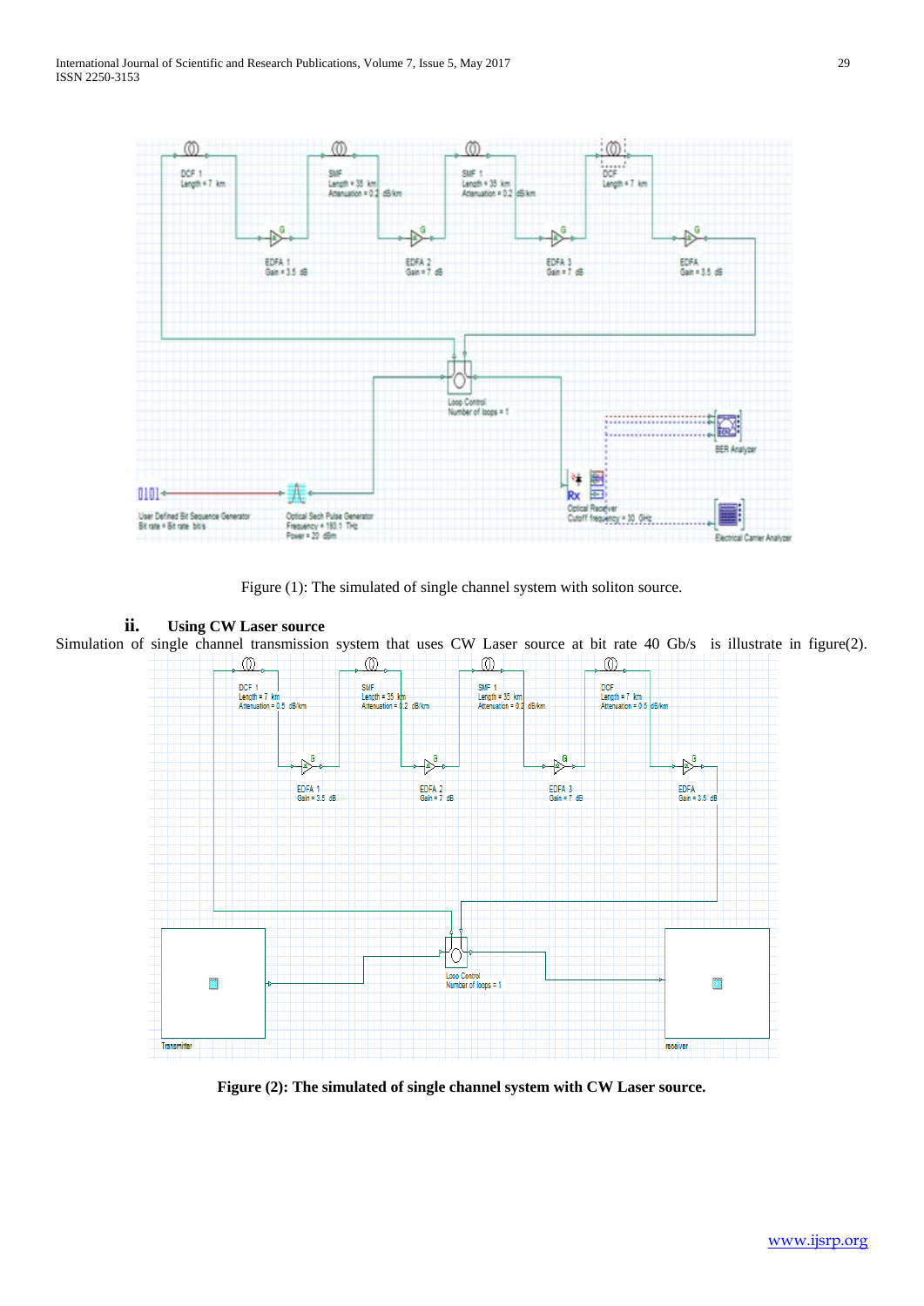Figure (1): The simulated of single channel system with soliton source.

### ii. Using CW Laser source

Simulation of single channel transmission system that uses CW Laser source at bit rate 40 Gb/s is illustrate in figure(2).

**Figure (2): The simulated of single channel system with CW Laser source.**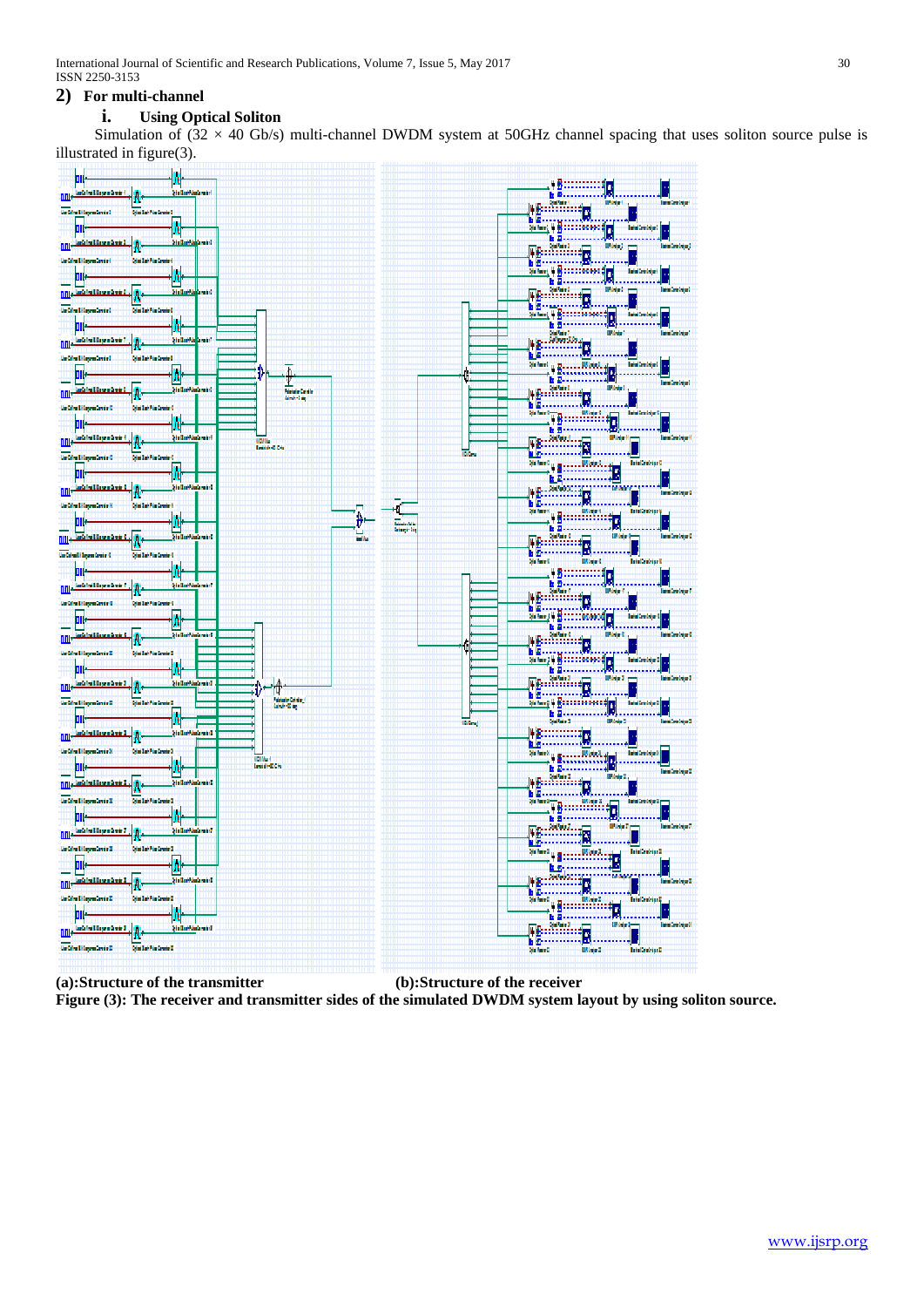## 2) For multi-channel

### i. Using Optical Soliton

Simulation of ($32 \times 40$ Gb/s) multi-channel DWDM system at 50GHz channel spacing that uses soliton source pulse is illustrated in figure(3).

**(a):Structure of the transmitter** **(b):Structure of the receiver**

**Figure (3): The receiver and transmitter sides of the simulated DWDM system layout by using soliton source.**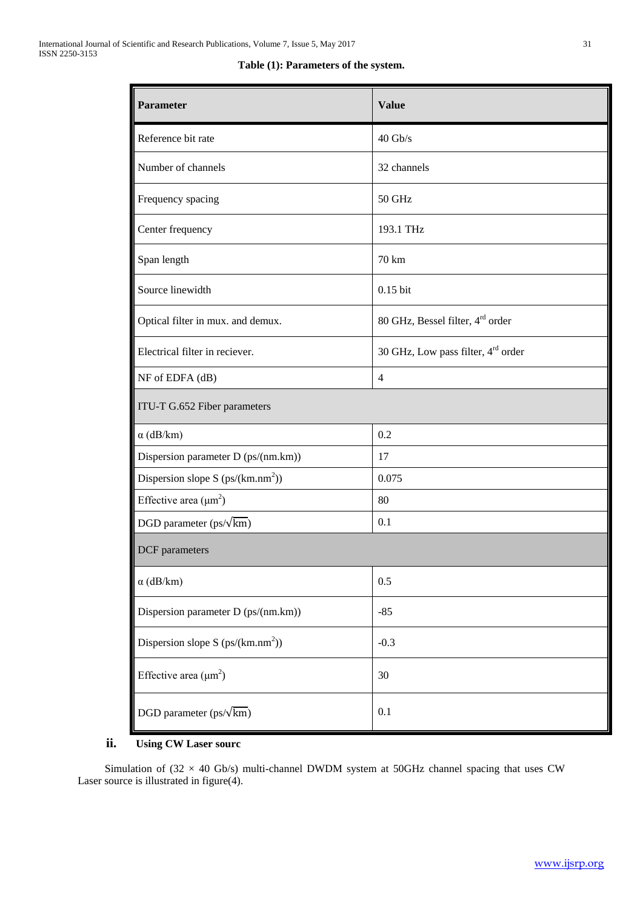**Table (1): Parameters of the system.**

| Parameter | Value |
| --- | --- |
| Reference bit rate | 40 Gb/s |
| Number of channels | 32 channels |
| Frequency spacing | 50 GHz |
| Center frequency | 193.1 THz |
| Span length | 70 km |
| Source linewidth | 0.15 bit |
| Optical filter in mux. and demux. | 80 GHz, Bessel filter, 4rd order |
| Electrical filter in reciever. | 30 GHz, Low pass filter, 4rd order |
| NF of EDFA (dB) | 4 |
| ITU-T G.652 Fiber parameters | |
| $\alpha$ (dB/km) | 0.2 |
| Dispersion parameter D (ps/(nm.km)) | 17 |
| Dispersion slope S (ps/(km.nm$^2$)) | 0.075 |
| Effective area ($\mu m^2$) | 80 |
| DGD parameter (ps/$\sqrt{km}$) | 0.1 |
| DCF parameters | |
| $\alpha$ (dB/km) | 0.5 |
| Dispersion parameter D (ps/(nm.km)) | -85 |
| Dispersion slope S (ps/(km.nm$^2$)) | -0.3 |
| Effective area ($\mu m^2$) | 30 |
| DGD parameter (ps/$\sqrt{km}$) | 0.1 |

### ii. Using CW Laser sourc

Simulation of (32 × 40 Gb/s) multi-channel DWDM system at 50GHz channel spacing that uses CW Laser source is illustrated in figure(4).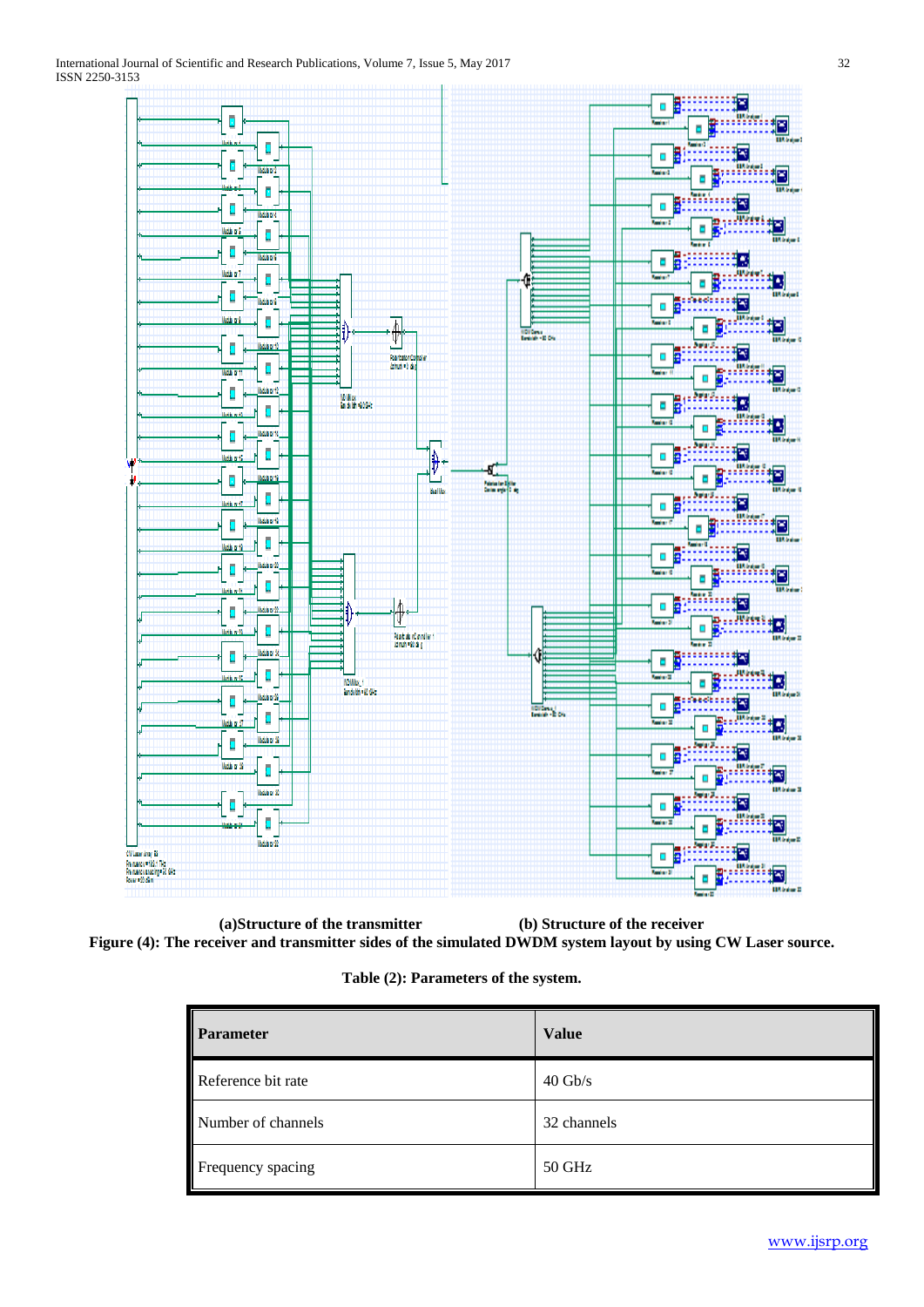(a)Structure of the transmitter (b) Structure of the receiver

**Figure (4): The receiver and transmitter sides of the simulated DWDM system layout by using CW Laser source.**

**Table (2): Parameters of the system.**

| Parameter | Value |
| --- | --- |
| Reference bit rate | 40 Gb/s |
| Number of channels | 32 channels |
| Frequency spacing | 50 GHz |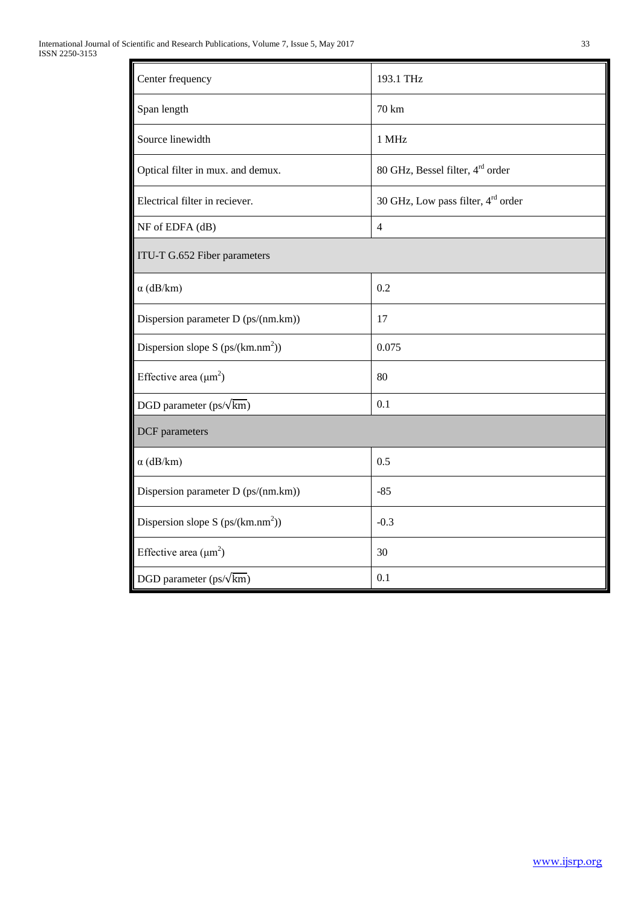| | |
|---|---|
| Center frequency | 193.1 THz |
| Span length | 70 km |
| Source linewidth | 1 MHz |
| Optical filter in mux. and demux. | 80 GHz, Bessel filter, $4^{rd}$ order |
| Electrical filter in reciever. | 30 GHz, Low pass filter, $4^{rd}$ order |
| NF of EDFA (dB) | 4 |
| ITU-T G.652 Fiber parameters | |
| $\alpha$ (dB/km) | 0.2 |
| Dispersion parameter D (ps/(nm.km)) | 17 |
| Dispersion slope S (ps/(km.nm$^2$)) | 0.075 |
| Effective area ($\mu m^2$) | 80 |
| DGD parameter (ps/$\sqrt{km}$) | 0.1 |
| DCF parameters | |
| $\alpha$ (dB/km) | 0.5 |
| Dispersion parameter D (ps/(nm.km)) | -85 |
| Dispersion slope S (ps/(km.nm$^2$)) | -0.3 |
| Effective area ($\mu m^2$) | 30 |
| DGD parameter (ps/$\sqrt{km}$) | 0.1 |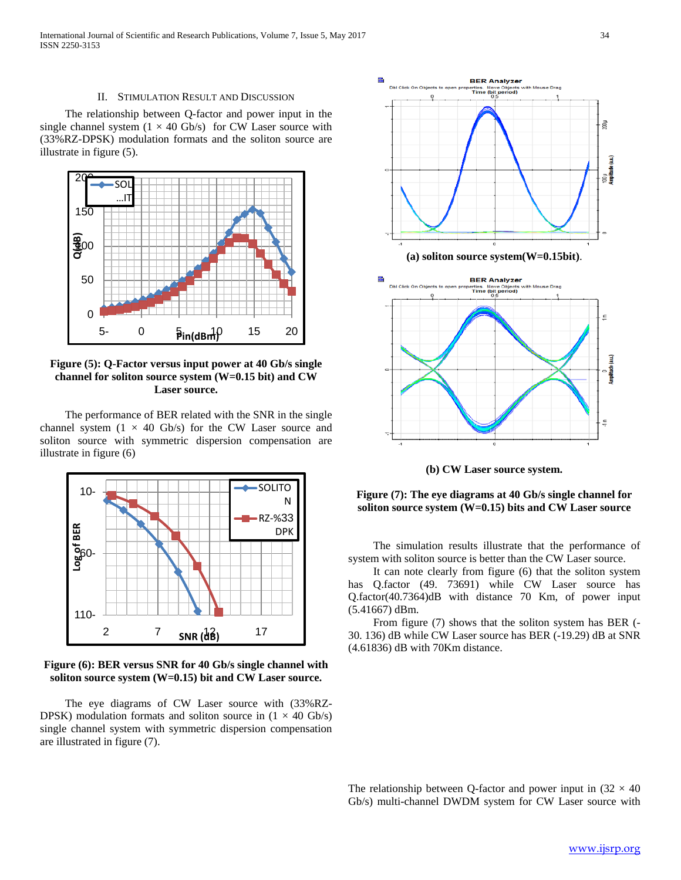## II. STIMULATION RESULT AND DISCUSSION

The relationship between Q-factor and power input in the single channel system (1 × 40 Gb/s) for CW Laser source with (33%RZ-DPSK) modulation formats and the soliton source are illustrate in figure (5).

**Figure (5): Q-Factor versus input power at 40 Gb/s single channel for soliton source system (W=0.15 bit) and CW Laser source.**

The performance of BER related with the SNR in the single channel system (1 × 40 Gb/s) for the CW Laser source and soliton source with symmetric dispersion compensation are illustrate in figure (6)

**Figure (6): BER versus SNR for 40 Gb/s single channel with soliton source system (W=0.15) bit and CW Laser source.**

The eye diagrams of CW Laser source with (33%RZ-DPSK) modulation formats and soliton source in (1 × 40 Gb/s) single channel system with symmetric dispersion compensation are illustrated in figure (7).

**(a) soliton source system(W=0.15bit).**

**(b) CW Laser source system.**

**Figure (7): The eye diagrams at 40 Gb/s single channel for soliton source system (W=0.15) bits and CW Laser source**

The simulation results illustrate that the performance of system with soliton source is better than the CW Laser source.

It can note clearly from figure (6) that the soliton system has Q.factor (49. 73691) while CW Laser source has Q.factor(40.7364)dB with distance 70 Km, of power input (5.41667) dBm.

From figure (7) shows that the soliton system has BER (-30. 136) dB while CW Laser source has BER (-19.29) dB at SNR (4.61836) dB with 70Km distance.

The relationship between Q-factor and power input in (32 × 40 Gb/s) multi-channel DWDM system for CW Laser source with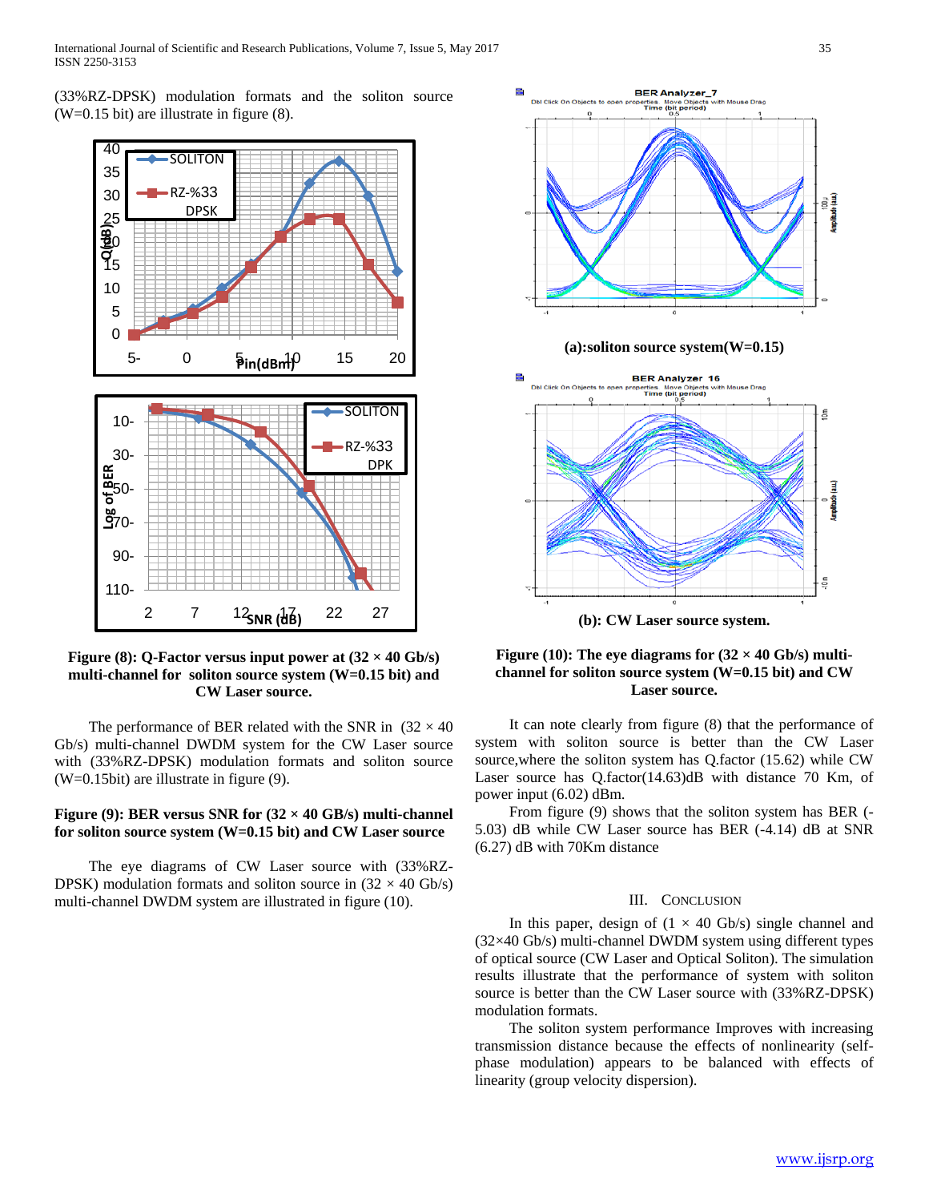(33%RZ-DPSK) modulation formats and the soliton source (W=0.15 bit) are illustrate in figure (8).

**Figure (8): Q-Factor versus input power at (32 × 40 Gb/s) multi-channel for soliton source system (W=0.15 bit) and CW Laser source.**

The performance of BER related with the SNR in (32 × 40 Gb/s) multi-channel DWDM system for the CW Laser source with (33%RZ-DPSK) modulation formats and soliton source (W=0.15bit) are illustrate in figure (9).

**Figure (9): BER versus SNR for (32 × 40 GB/s) multi-channel for soliton source system (W=0.15 bit) and CW Laser source**

The eye diagrams of CW Laser source with (33%RZ-DPSK) modulation formats and soliton source in (32 × 40 Gb/s) multi-channel DWDM system are illustrated in figure (10).

**(a):soliton source system(W=0.15)**

**(b): CW Laser source system.**

**Figure (10): The eye diagrams for (32 × 40 Gb/s) multi-channel for soliton source system (W=0.15 bit) and CW Laser source.**

It can note clearly from figure (8) that the performance of system with soliton source is better than the CW Laser source,where the soliton system has Q.factor (15.62) while CW Laser source has Q.factor(14.63)dB with distance 70 Km, of power input (6.02) dBm.

From figure (9) shows that the soliton system has BER (-5.03) dB while CW Laser source has BER (-4.14) dB at SNR (6.27) dB with 70Km distance

## III. Conclusion

In this paper, design of (1 × 40 Gb/s) single channel and (32×40 Gb/s) multi-channel DWDM system using different types of optical source (CW Laser and Optical Soliton). The simulation results illustrate that the performance of system with soliton source is better than the CW Laser source with (33%RZ-DPSK) modulation formats.

The soliton system performance Improves with increasing transmission distance because the effects of nonlinearity (self-phase modulation) appears to be balanced with effects of linearity (group velocity dispersion).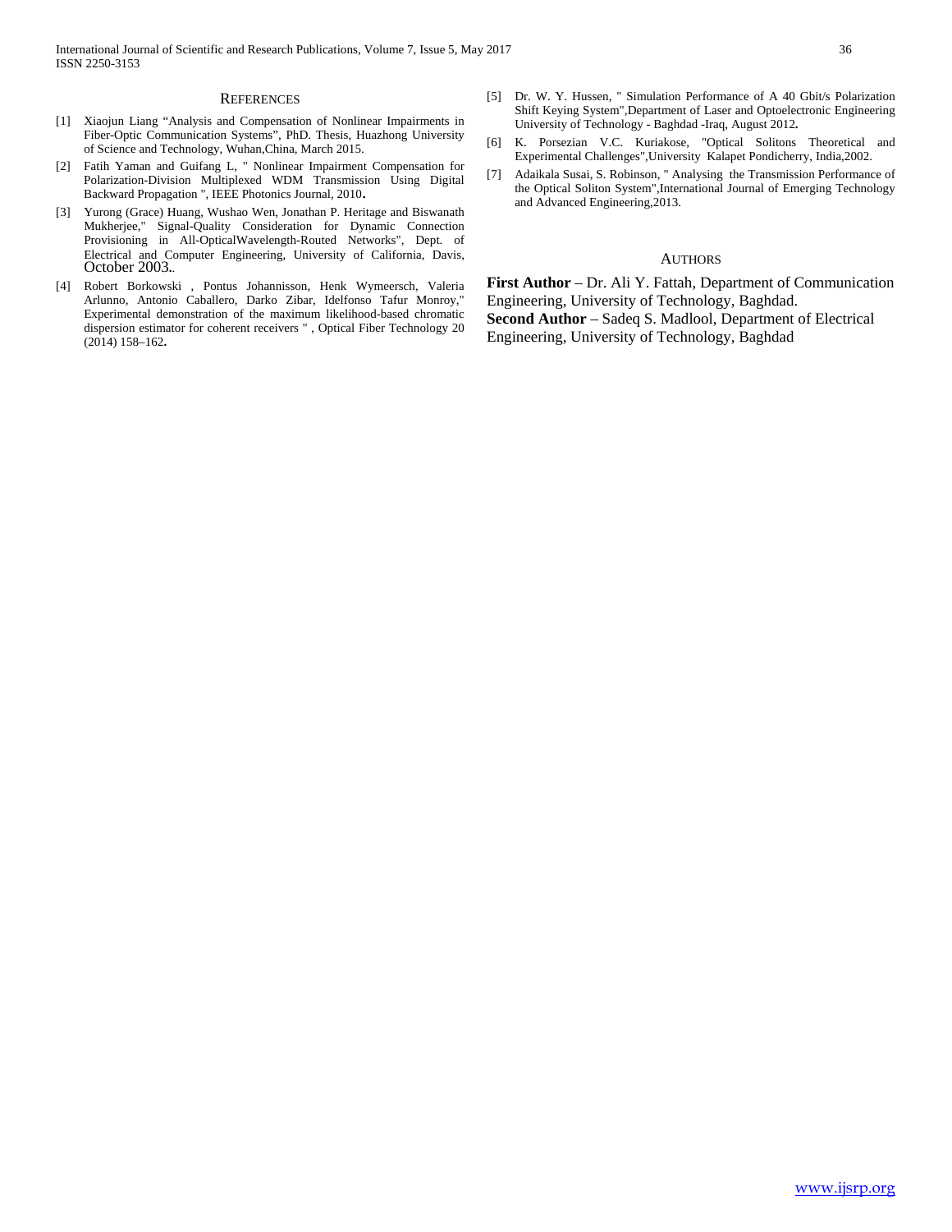## REFERENCES

[1] Xiaojun Liang "Analysis and Compensation of Nonlinear Impairments in Fiber-Optic Communication Systems", PhD. Thesis, Huazhong University of Science and Technology, Wuhan,China, March 2015.

[2] Fatih Yaman and Guifang L, " Nonlinear Impairment Compensation for Polarization-Division Multiplexed WDM Transmission Using Digital Backward Propagation ", IEEE Photonics Journal, 2010.

[3] Yurong (Grace) Huang, Wushao Wen, Jonathan P. Heritage and Biswanath Mukherjee," Signal-Quality Consideration for Dynamic Connection Provisioning in All-OpticalWavelength-Routed Networks", Dept. of Electrical and Computer Engineering, University of California, Davis, October 2003..

[4] Robert Borkowski , Pontus Johannisson, Henk Wymeersch, Valeria Arlunno, Antonio Caballero, Darko Zibar, Idelfonso Tafur Monroy," Experimental demonstration of the maximum likelihood-based chromatic dispersion estimator for coherent receivers " , Optical Fiber Technology 20 (2014) 158–162.

[5] Dr. W. Y. Hussen, " Simulation Performance of A 40 Gbit/s Polarization Shift Keying System",Department of Laser and Optoelectronic Engineering University of Technology - Baghdad -Iraq, August 2012.

[6] K. Porsezian V.C. Kuriakose, "Optical Solitons Theoretical and Experimental Challenges",University Kalapet Pondicherry, India,2002.

[7] Adaikala Susai, S. Robinson, " Analysing the Transmission Performance of the Optical Soliton System",International Journal of Emerging Technology and Advanced Engineering,2013.

## AUTHORS

**First Author** – Dr. Ali Y. Fattah, Department of Communication Engineering, University of Technology, Baghdad.
**Second Author** – Sadeq S. Madlool, Department of Electrical Engineering, University of Technology, Baghdad